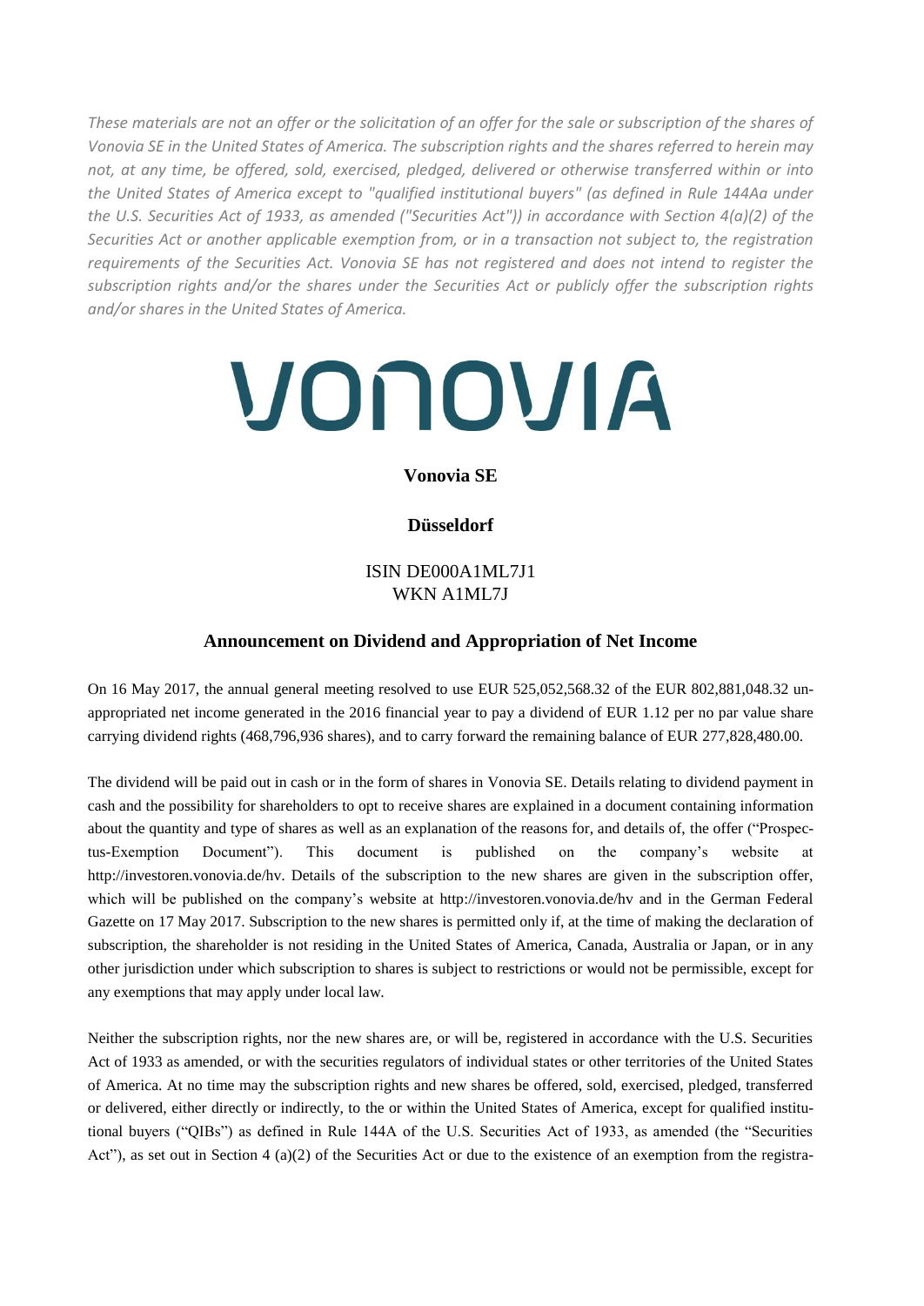*These materials are not an offer or the solicitation of an offer for the sale or subscription of the shares of Vonovia SE in the United States of America. The subscription rights and the shares referred to herein may not, at any time, be offered, sold, exercised, pledged, delivered or otherwise transferred within or into the United States of America except to "qualified institutional buyers" (as defined in Rule 144Aa under the U.S. Securities Act of 1933, as amended ("Securities Act")) in accordance with Section 4(a)(2) of the Securities Act or another applicable exemption from, or in a transaction not subject to, the registration requirements of the Securities Act. Vonovia SE has not registered and does not intend to register the subscription rights and/or the shares under the Securities Act or publicly offer the subscription rights and/or shares in the United States of America.*

# VONOVIA

**Vonovia SE**

**Düsseldorf**

ISIN DE000A1ML7J1
WKN A1ML7J

## Announcement on Dividend and Appropriation of Net Income

On 16 May 2017, the annual general meeting resolved to use EUR 525,052,568.32 of the EUR 802,881,048.32 unappropriated net income generated in the 2016 financial year to pay a dividend of EUR 1.12 per no par value share carrying dividend rights (468,796,936 shares), and to carry forward the remaining balance of EUR 277,828,480.00.

The dividend will be paid out in cash or in the form of shares in Vonovia SE. Details relating to dividend payment in cash and the possibility for shareholders to opt to receive shares are explained in a document containing information about the quantity and type of shares as well as an explanation of the reasons for, and details of, the offer ("Prospectus-Exemption Document"). This document is published on the company's website at http://investoren.vonovia.de/hv. Details of the subscription to the new shares are given in the subscription offer, which will be published on the company's website at http://investoren.vonovia.de/hv and in the German Federal Gazette on 17 May 2017. Subscription to the new shares is permitted only if, at the time of making the declaration of subscription, the shareholder is not residing in the United States of America, Canada, Australia or Japan, or in any other jurisdiction under which subscription to shares is subject to restrictions or would not be permissible, except for any exemptions that may apply under local law.

Neither the subscription rights, nor the new shares are, or will be, registered in accordance with the U.S. Securities Act of 1933 as amended, or with the securities regulators of individual states or other territories of the United States of America. At no time may the subscription rights and new shares be offered, sold, exercised, pledged, transferred or delivered, either directly or indirectly, to the or within the United States of America, except for qualified institutional buyers ("QIBs") as defined in Rule 144A of the U.S. Securities Act of 1933, as amended (the "Securities Act"), as set out in Section 4 (a)(2) of the Securities Act or due to the existence of an exemption from the registra-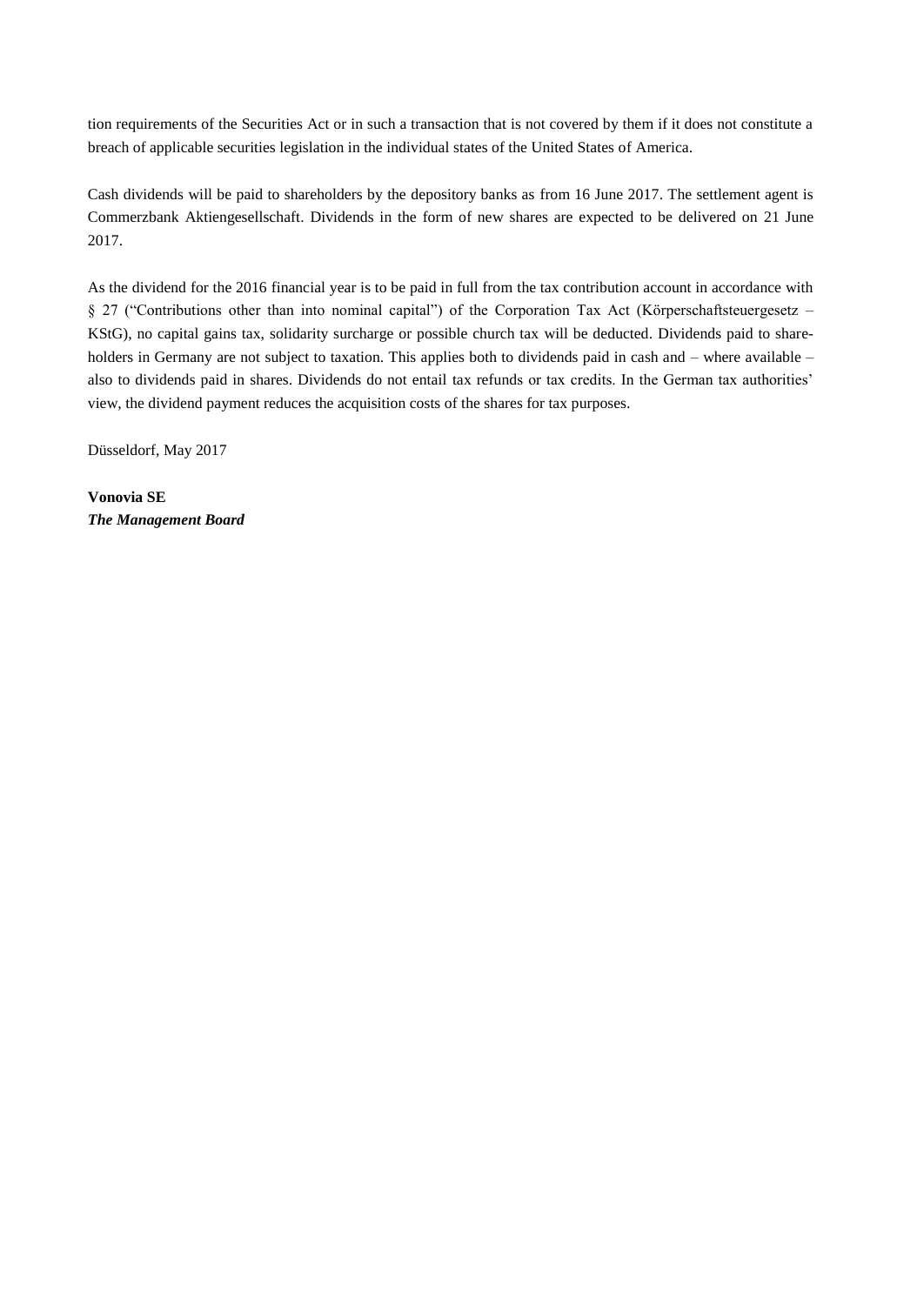tion requirements of the Securities Act or in such a transaction that is not covered by them if it does not constitute a breach of applicable securities legislation in the individual states of the United States of America.

Cash dividends will be paid to shareholders by the depository banks as from 16 June 2017. The settlement agent is Commerzbank Aktiengesellschaft. Dividends in the form of new shares are expected to be delivered on 21 June 2017.

As the dividend for the 2016 financial year is to be paid in full from the tax contribution account in accordance with § 27 ("Contributions other than into nominal capital") of the Corporation Tax Act (Körperschaftsteuergesetz – KStG), no capital gains tax, solidarity surcharge or possible church tax will be deducted. Dividends paid to shareholders in Germany are not subject to taxation. This applies both to dividends paid in cash and – where available – also to dividends paid in shares. Dividends do not entail tax refunds or tax credits. In the German tax authorities' view, the dividend payment reduces the acquisition costs of the shares for tax purposes.

Düsseldorf, May 2017

**Vonovia SE**
***The Management Board***